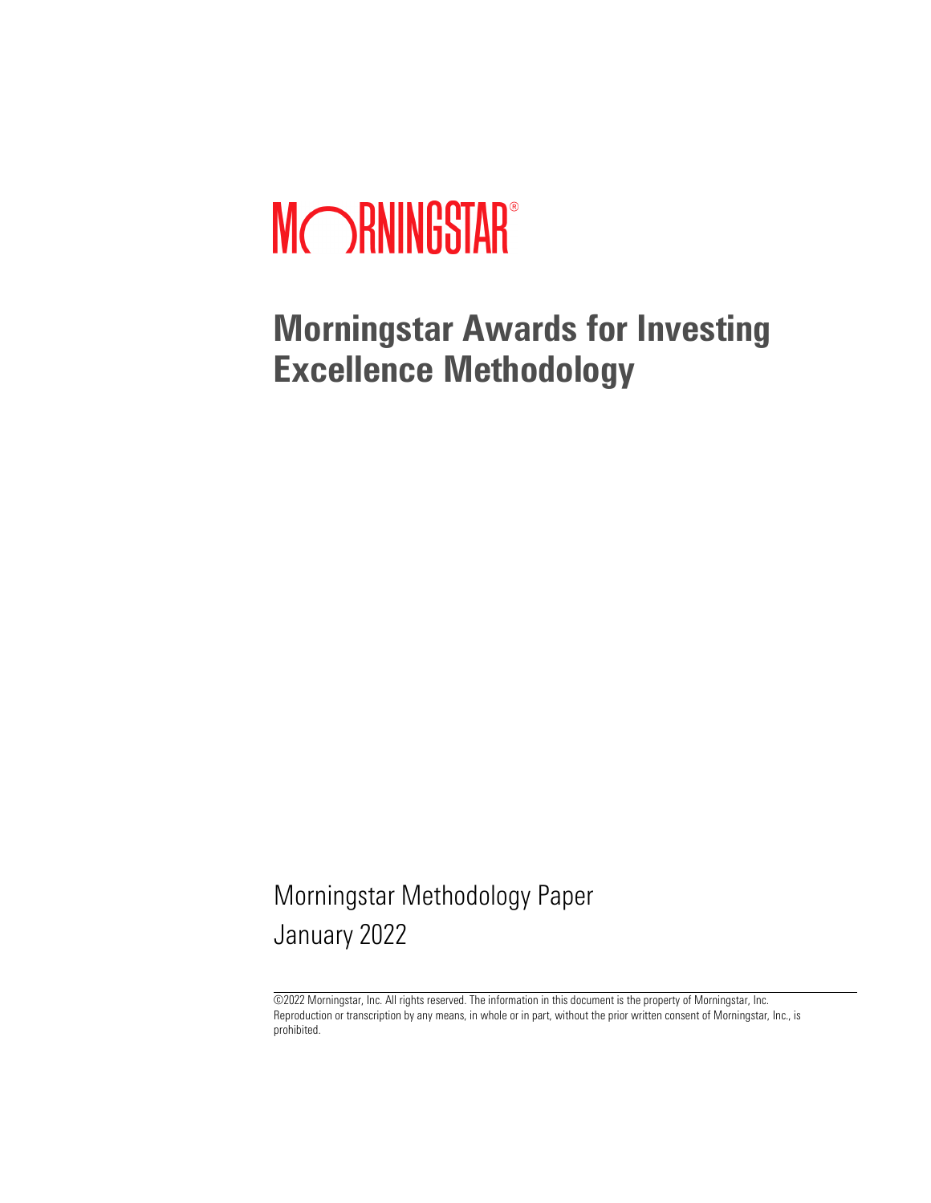MORNINGSTAR®

# Morningstar Awards for Investing Excellence Methodology

Morningstar Methodology Paper
January 2022

©2022 Morningstar, Inc. All rights reserved. The information in this document is the property of Morningstar, Inc. Reproduction or transcription by any means, in whole or in part, without the prior written consent of Morningstar, Inc., is prohibited.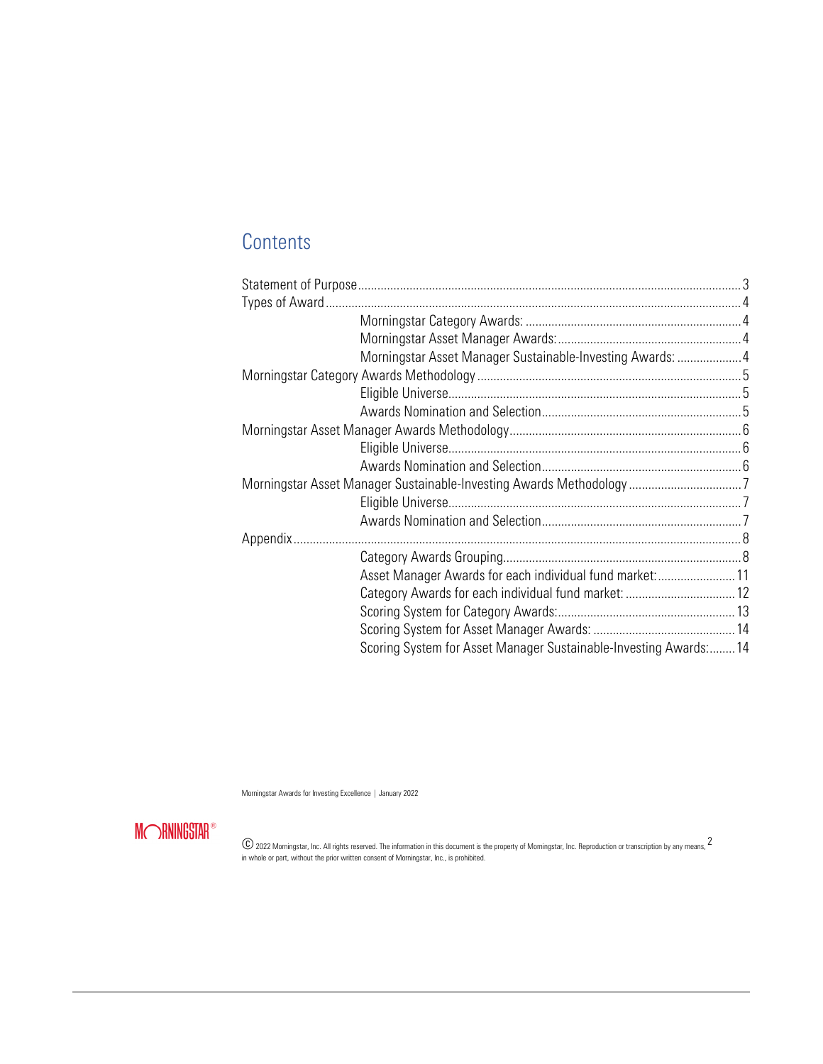# Contents

- Statement of Purpose ... 3
- Types of Award ... 4
  - Morningstar Category Awards: ... 4
  - Morningstar Asset Manager Awards: ... 4
  - Morningstar Asset Manager Sustainable-Investing Awards: ... 4
- Morningstar Category Awards Methodology ... 5
  - Eligible Universe ... 5
  - Awards Nomination and Selection ... 5
- Morningstar Asset Manager Awards Methodology ... 6
  - Eligible Universe ... 6
  - Awards Nomination and Selection ... 6
- Morningstar Asset Manager Sustainable-Investing Awards Methodology ... 7
  - Eligible Universe ... 7
  - Awards Nomination and Selection ... 7
- Appendix ... 8
  - Category Awards Grouping ... 8
  - Asset Manager Awards for each individual fund market: ... 11
  - Category Awards for each individual fund market: ... 12
  - Scoring System for Category Awards: ... 13
  - Scoring System for Asset Manager Awards: ... 14
  - Scoring System for Asset Manager Sustainable-Investing Awards: ... 14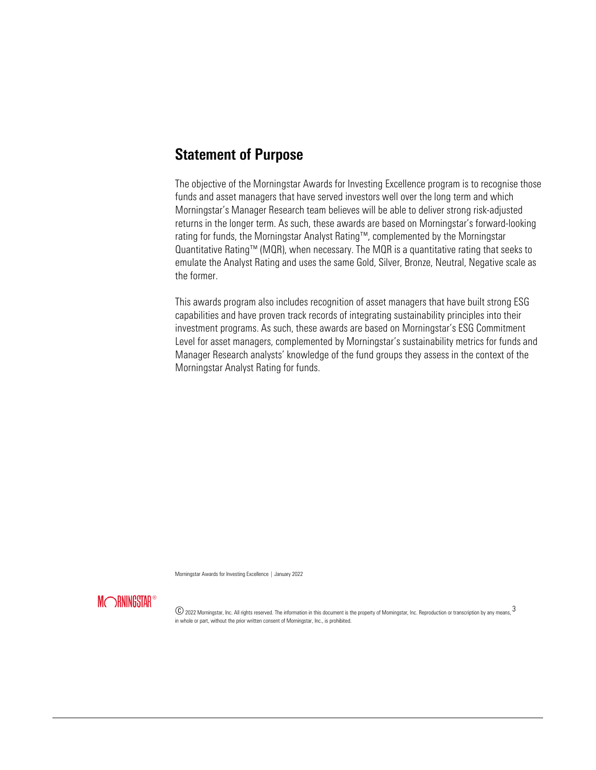## Statement of Purpose

The objective of the Morningstar Awards for Investing Excellence program is to recognise those funds and asset managers that have served investors well over the long term and which Morningstar's Manager Research team believes will be able to deliver strong risk-adjusted returns in the longer term. As such, these awards are based on Morningstar's forward-looking rating for funds, the Morningstar Analyst Rating™, complemented by the Morningstar Quantitative Rating™ (MQR), when necessary. The MQR is a quantitative rating that seeks to emulate the Analyst Rating and uses the same Gold, Silver, Bronze, Neutral, Negative scale as the former.

This awards program also includes recognition of asset managers that have built strong ESG capabilities and have proven track records of integrating sustainability principles into their investment programs. As such, these awards are based on Morningstar's ESG Commitment Level for asset managers, complemented by Morningstar's sustainability metrics for funds and Manager Research analysts' knowledge of the fund groups they assess in the context of the Morningstar Analyst Rating for funds.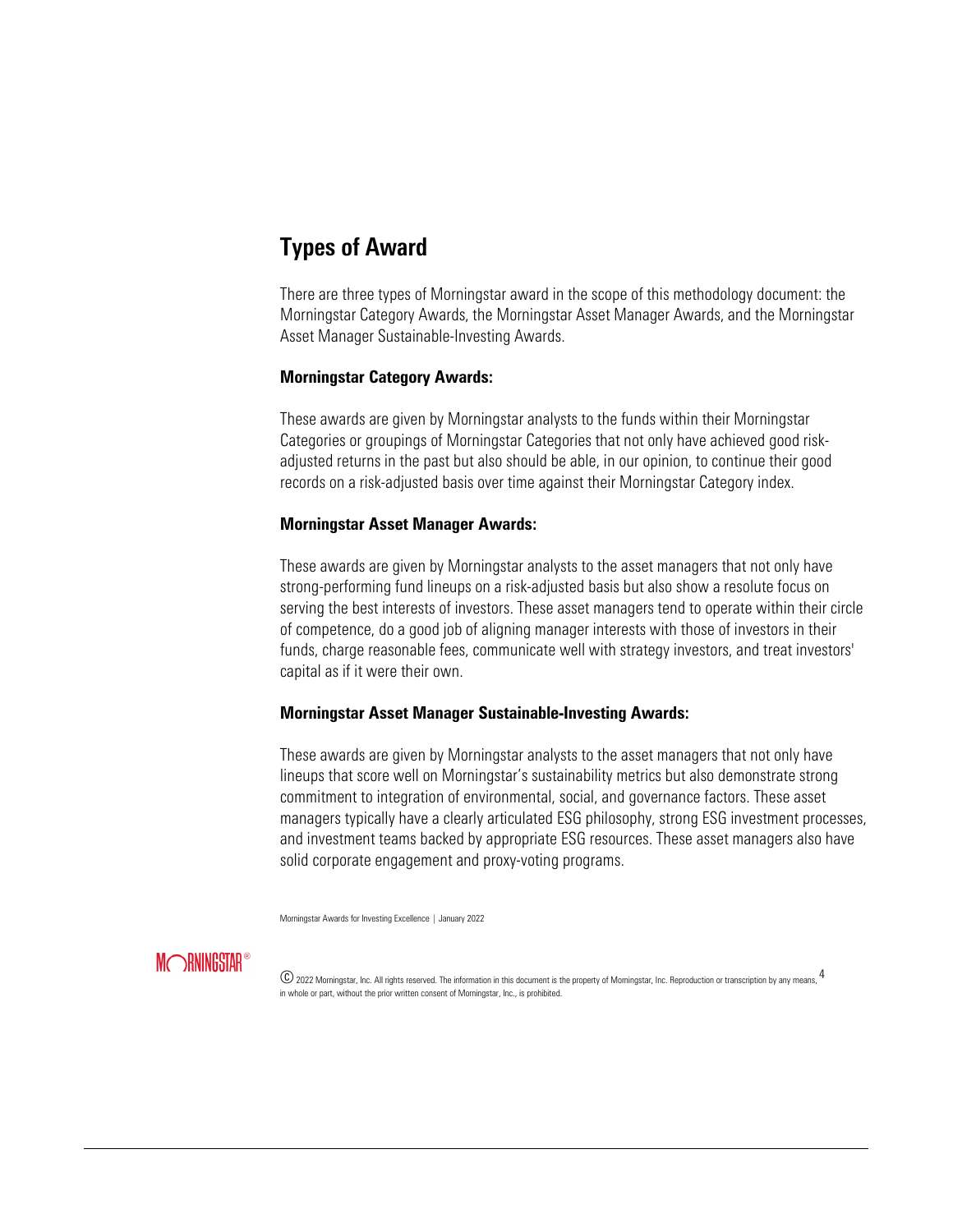## Types of Award

There are three types of Morningstar award in the scope of this methodology document: the Morningstar Category Awards, the Morningstar Asset Manager Awards, and the Morningstar Asset Manager Sustainable-Investing Awards.

**Morningstar Category Awards:**

These awards are given by Morningstar analysts to the funds within their Morningstar Categories or groupings of Morningstar Categories that not only have achieved good risk-adjusted returns in the past but also should be able, in our opinion, to continue their good records on a risk-adjusted basis over time against their Morningstar Category index.

**Morningstar Asset Manager Awards:**

These awards are given by Morningstar analysts to the asset managers that not only have strong-performing fund lineups on a risk-adjusted basis but also show a resolute focus on serving the best interests of investors. These asset managers tend to operate within their circle of competence, do a good job of aligning manager interests with those of investors in their funds, charge reasonable fees, communicate well with strategy investors, and treat investors' capital as if it were their own.

**Morningstar Asset Manager Sustainable-Investing Awards:**

These awards are given by Morningstar analysts to the asset managers that not only have lineups that score well on Morningstar's sustainability metrics but also demonstrate strong commitment to integration of environmental, social, and governance factors. These asset managers typically have a clearly articulated ESG philosophy, strong ESG investment processes, and investment teams backed by appropriate ESG resources. These asset managers also have solid corporate engagement and proxy-voting programs.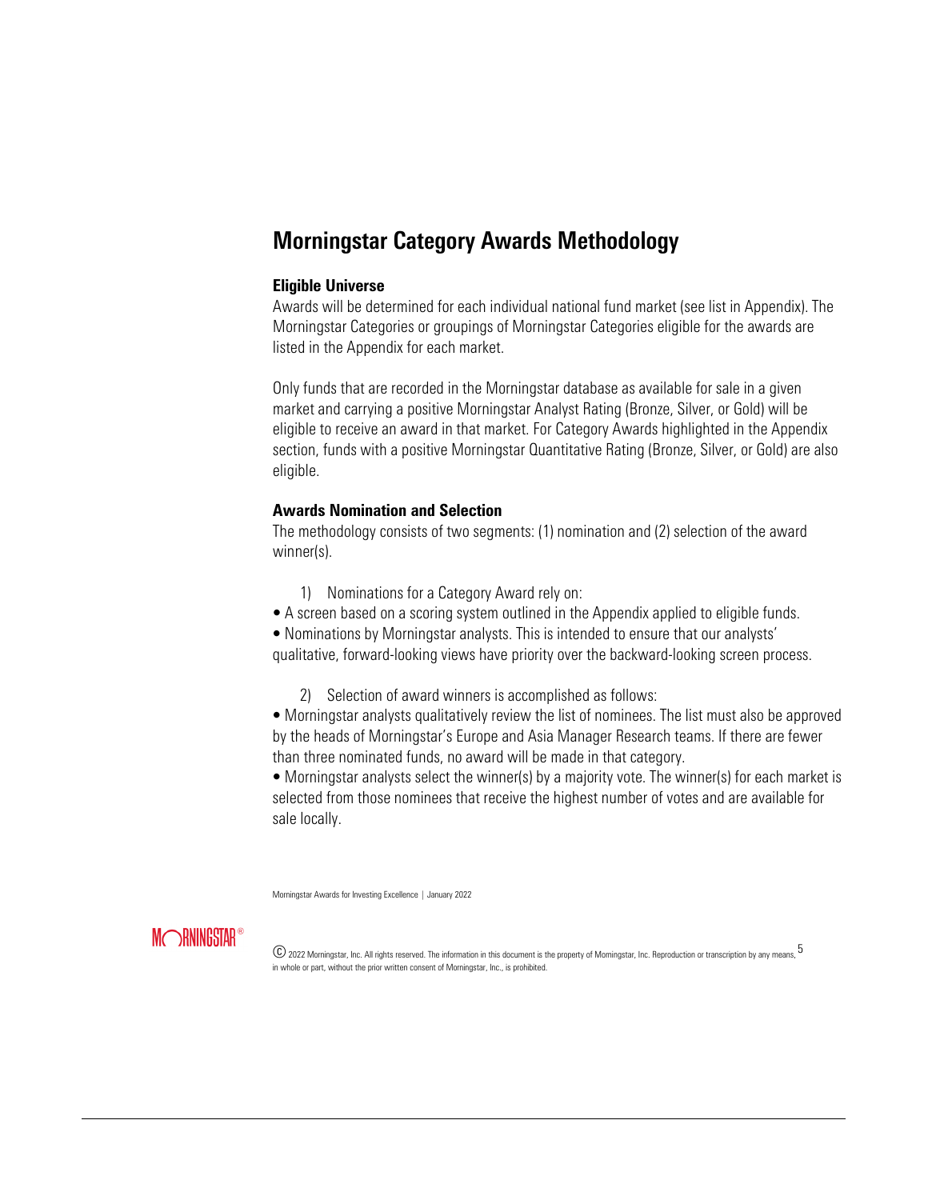# Morningstar Category Awards Methodology

### Eligible Universe

Awards will be determined for each individual national fund market (see list in Appendix). The Morningstar Categories or groupings of Morningstar Categories eligible for the awards are listed in the Appendix for each market.

Only funds that are recorded in the Morningstar database as available for sale in a given market and carrying a positive Morningstar Analyst Rating (Bronze, Silver, or Gold) will be eligible to receive an award in that market. For Category Awards highlighted in the Appendix section, funds with a positive Morningstar Quantitative Rating (Bronze, Silver, or Gold) are also eligible.

### Awards Nomination and Selection

The methodology consists of two segments: (1) nomination and (2) selection of the award winner(s).

1) Nominations for a Category Award rely on:

• A screen based on a scoring system outlined in the Appendix applied to eligible funds.

• Nominations by Morningstar analysts. This is intended to ensure that our analysts' qualitative, forward-looking views have priority over the backward-looking screen process.

2) Selection of award winners is accomplished as follows:

• Morningstar analysts qualitatively review the list of nominees. The list must also be approved by the heads of Morningstar's Europe and Asia Manager Research teams. If there are fewer than three nominated funds, no award will be made in that category.

• Morningstar analysts select the winner(s) by a majority vote. The winner(s) for each market is selected from those nominees that receive the highest number of votes and are available for sale locally.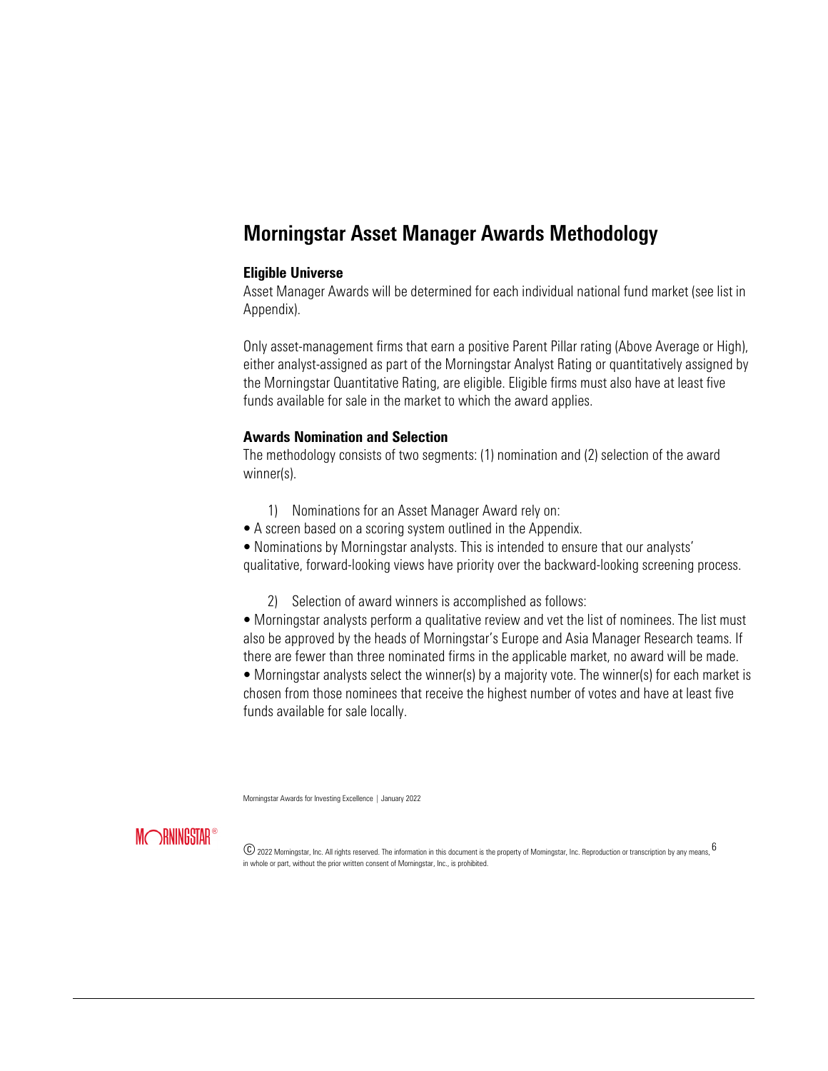# Morningstar Asset Manager Awards Methodology

**Eligible Universe**

Asset Manager Awards will be determined for each individual national fund market (see list in Appendix).

Only asset-management firms that earn a positive Parent Pillar rating (Above Average or High), either analyst-assigned as part of the Morningstar Analyst Rating or quantitatively assigned by the Morningstar Quantitative Rating, are eligible. Eligible firms must also have at least five funds available for sale in the market to which the award applies.

**Awards Nomination and Selection**

The methodology consists of two segments: (1) nomination and (2) selection of the award winner(s).

1) Nominations for an Asset Manager Award rely on:

- A screen based on a scoring system outlined in the Appendix.
- Nominations by Morningstar analysts. This is intended to ensure that our analysts' qualitative, forward-looking views have priority over the backward-looking screening process.

2) Selection of award winners is accomplished as follows:

- Morningstar analysts perform a qualitative review and vet the list of nominees. The list must also be approved by the heads of Morningstar's Europe and Asia Manager Research teams. If there are fewer than three nominated firms in the applicable market, no award will be made.
- Morningstar analysts select the winner(s) by a majority vote. The winner(s) for each market is chosen from those nominees that receive the highest number of votes and have at least five funds available for sale locally.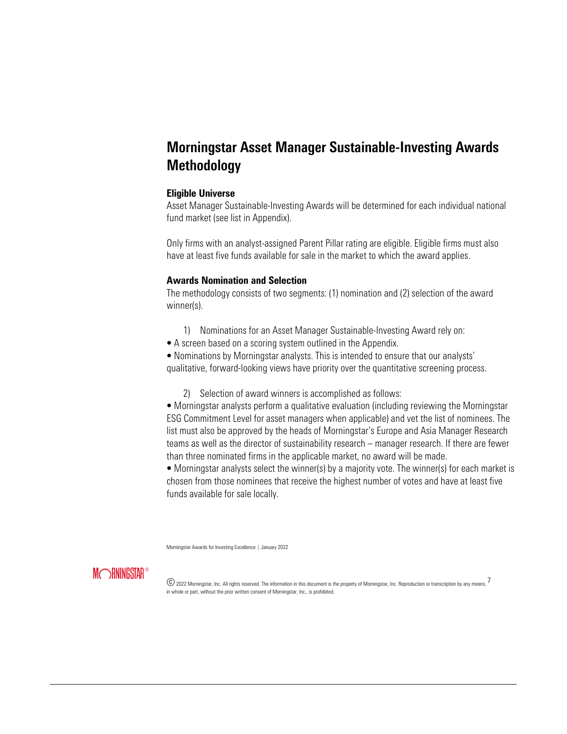# Morningstar Asset Manager Sustainable-Investing Awards Methodology

### Eligible Universe

Asset Manager Sustainable-Investing Awards will be determined for each individual national fund market (see list in Appendix).

Only firms with an analyst-assigned Parent Pillar rating are eligible. Eligible firms must also have at least five funds available for sale in the market to which the award applies.

### Awards Nomination and Selection

The methodology consists of two segments: (1) nomination and (2) selection of the award winner(s).

1) Nominations for an Asset Manager Sustainable-Investing Award rely on:

- A screen based on a scoring system outlined in the Appendix.
- Nominations by Morningstar analysts. This is intended to ensure that our analysts' qualitative, forward-looking views have priority over the quantitative screening process.

2) Selection of award winners is accomplished as follows:

- Morningstar analysts perform a qualitative evaluation (including reviewing the Morningstar ESG Commitment Level for asset managers when applicable) and vet the list of nominees. The list must also be approved by the heads of Morningstar's Europe and Asia Manager Research teams as well as the director of sustainability research – manager research. If there are fewer than three nominated firms in the applicable market, no award will be made.
- Morningstar analysts select the winner(s) by a majority vote. The winner(s) for each market is chosen from those nominees that receive the highest number of votes and have at least five funds available for sale locally.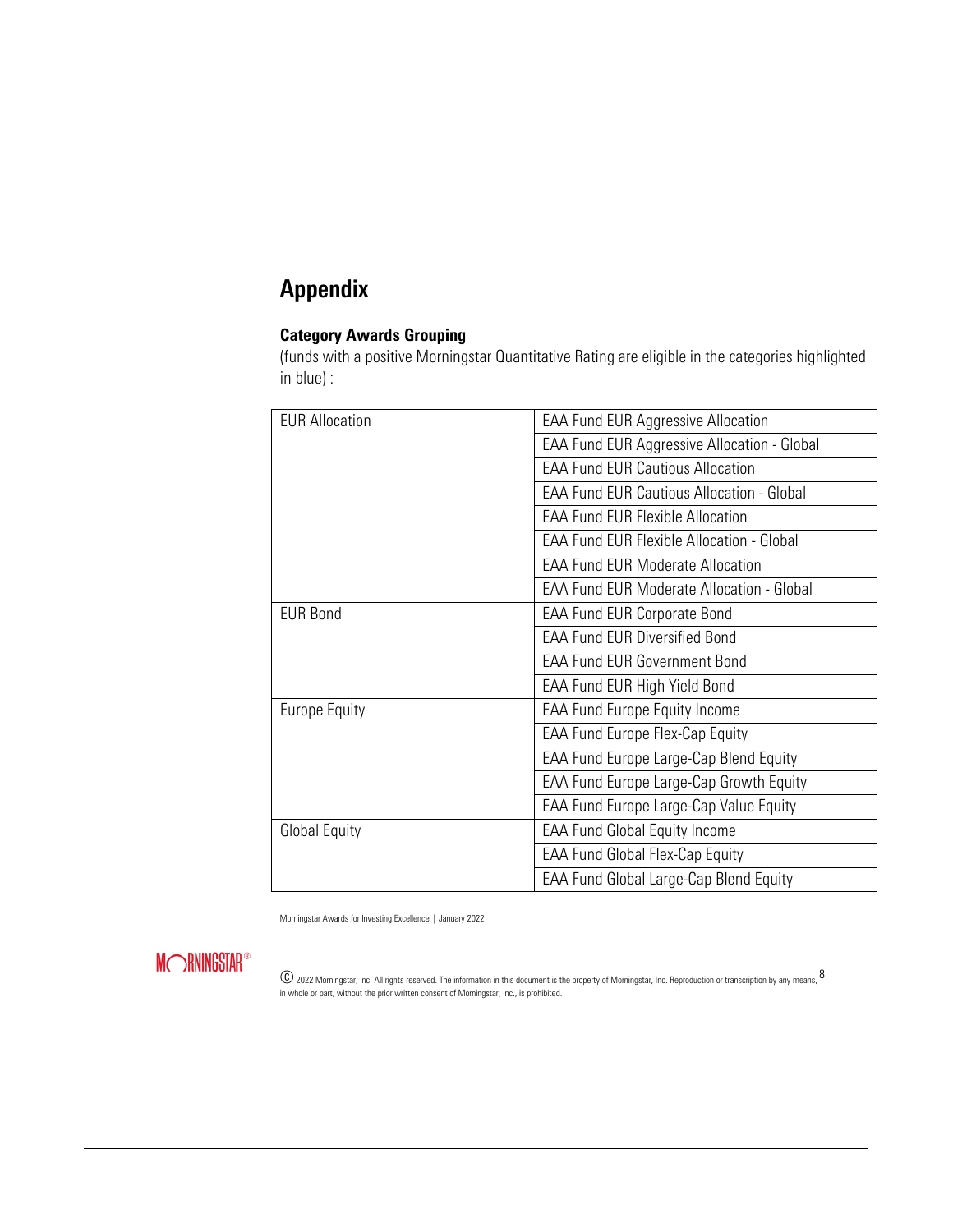# Appendix

### Category Awards Grouping

(funds with a positive Morningstar Quantitative Rating are eligible in the categories highlighted in blue) :

| | |
|---|---|
| EUR Allocation | EAA Fund EUR Aggressive Allocation |
| | EAA Fund EUR Aggressive Allocation - Global |
| | EAA Fund EUR Cautious Allocation |
| | EAA Fund EUR Cautious Allocation - Global |
| | EAA Fund EUR Flexible Allocation |
| | EAA Fund EUR Flexible Allocation - Global |
| | EAA Fund EUR Moderate Allocation |
| | EAA Fund EUR Moderate Allocation - Global |
| EUR Bond | EAA Fund EUR Corporate Bond |
| | EAA Fund EUR Diversified Bond |
| | EAA Fund EUR Government Bond |
| | EAA Fund EUR High Yield Bond |
| Europe Equity | EAA Fund Europe Equity Income |
| | EAA Fund Europe Flex-Cap Equity |
| | EAA Fund Europe Large-Cap Blend Equity |
| | EAA Fund Europe Large-Cap Growth Equity |
| | EAA Fund Europe Large-Cap Value Equity |
| Global Equity | EAA Fund Global Equity Income |
| | EAA Fund Global Flex-Cap Equity |
| | EAA Fund Global Large-Cap Blend Equity |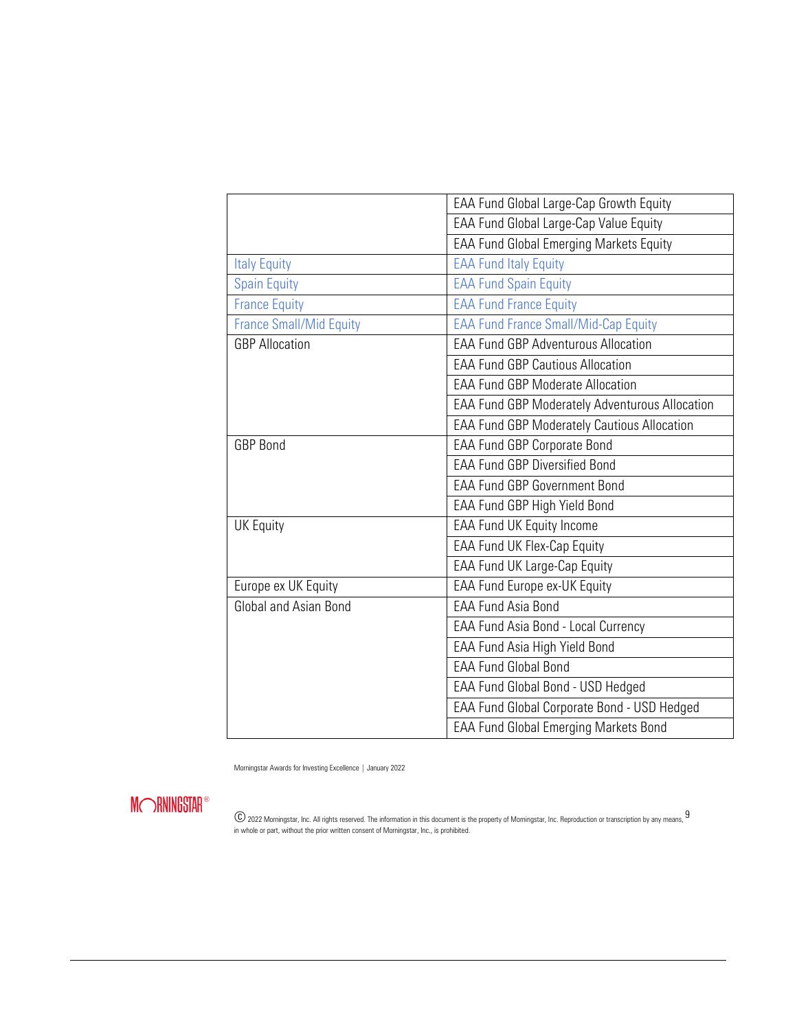| | |
|---|---|
| | EAA Fund Global Large-Cap Growth Equity |
| | EAA Fund Global Large-Cap Value Equity |
| | EAA Fund Global Emerging Markets Equity |
| Italy Equity | EAA Fund Italy Equity |
| Spain Equity | EAA Fund Spain Equity |
| France Equity | EAA Fund France Equity |
| France Small/Mid Equity | EAA Fund France Small/Mid-Cap Equity |
| GBP Allocation | EAA Fund GBP Adventurous Allocation |
| | EAA Fund GBP Cautious Allocation |
| | EAA Fund GBP Moderate Allocation |
| | EAA Fund GBP Moderately Adventurous Allocation |
| | EAA Fund GBP Moderately Cautious Allocation |
| GBP Bond | EAA Fund GBP Corporate Bond |
| | EAA Fund GBP Diversified Bond |
| | EAA Fund GBP Government Bond |
| | EAA Fund GBP High Yield Bond |
| UK Equity | EAA Fund UK Equity Income |
| | EAA Fund UK Flex-Cap Equity |
| | EAA Fund UK Large-Cap Equity |
| Europe ex UK Equity | EAA Fund Europe ex-UK Equity |
| Global and Asian Bond | EAA Fund Asia Bond |
| | EAA Fund Asia Bond - Local Currency |
| | EAA Fund Asia High Yield Bond |
| | EAA Fund Global Bond |
| | EAA Fund Global Bond - USD Hedged |
| | EAA Fund Global Corporate Bond - USD Hedged |
| | EAA Fund Global Emerging Markets Bond |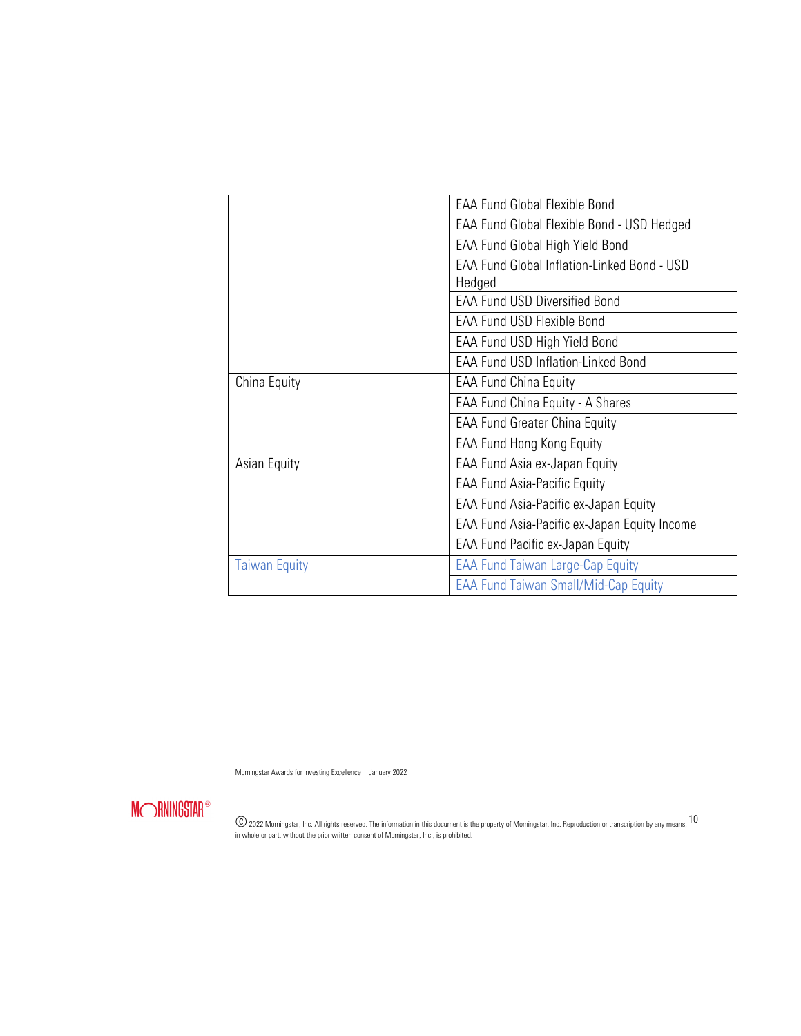| | |
|---|---|
| | EAA Fund Global Flexible Bond |
| | EAA Fund Global Flexible Bond - USD Hedged |
| | EAA Fund Global High Yield Bond |
| | EAA Fund Global Inflation-Linked Bond - USD Hedged |
| | EAA Fund USD Diversified Bond |
| | EAA Fund USD Flexible Bond |
| | EAA Fund USD High Yield Bond |
| | EAA Fund USD Inflation-Linked Bond |
| China Equity | EAA Fund China Equity |
| | EAA Fund China Equity - A Shares |
| | EAA Fund Greater China Equity |
| | EAA Fund Hong Kong Equity |
| Asian Equity | EAA Fund Asia ex-Japan Equity |
| | EAA Fund Asia-Pacific Equity |
| | EAA Fund Asia-Pacific ex-Japan Equity |
| | EAA Fund Asia-Pacific ex-Japan Equity Income |
| | EAA Fund Pacific ex-Japan Equity |
| Taiwan Equity | EAA Fund Taiwan Large-Cap Equity |
| | EAA Fund Taiwan Small/Mid-Cap Equity |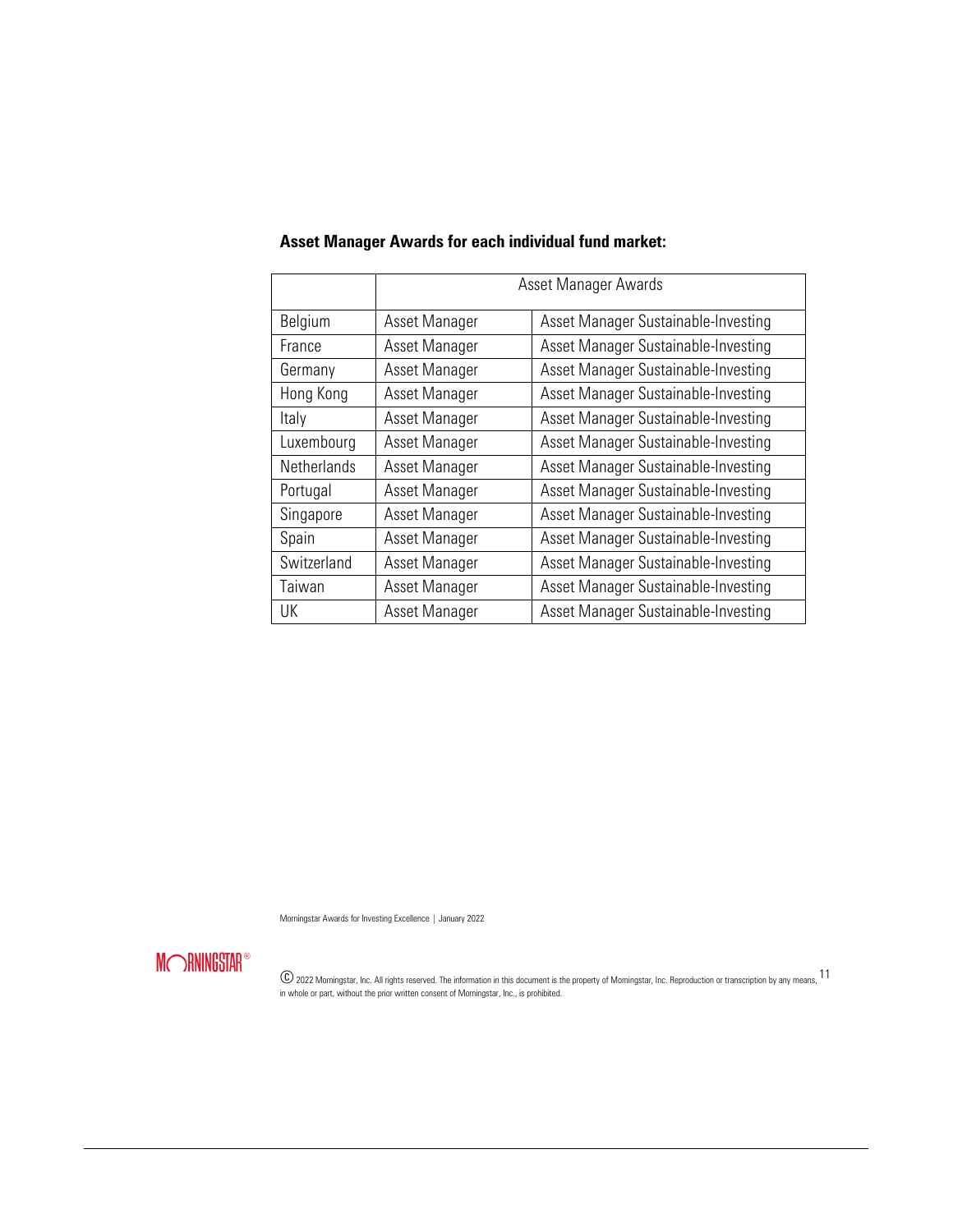**Asset Manager Awards for each individual fund market:**

| | Asset Manager Awards | |
|---|---|---|
| Belgium | Asset Manager | Asset Manager Sustainable-Investing |
| France | Asset Manager | Asset Manager Sustainable-Investing |
| Germany | Asset Manager | Asset Manager Sustainable-Investing |
| Hong Kong | Asset Manager | Asset Manager Sustainable-Investing |
| Italy | Asset Manager | Asset Manager Sustainable-Investing |
| Luxembourg | Asset Manager | Asset Manager Sustainable-Investing |
| Netherlands | Asset Manager | Asset Manager Sustainable-Investing |
| Portugal | Asset Manager | Asset Manager Sustainable-Investing |
| Singapore | Asset Manager | Asset Manager Sustainable-Investing |
| Spain | Asset Manager | Asset Manager Sustainable-Investing |
| Switzerland | Asset Manager | Asset Manager Sustainable-Investing |
| Taiwan | Asset Manager | Asset Manager Sustainable-Investing |
| UK | Asset Manager | Asset Manager Sustainable-Investing |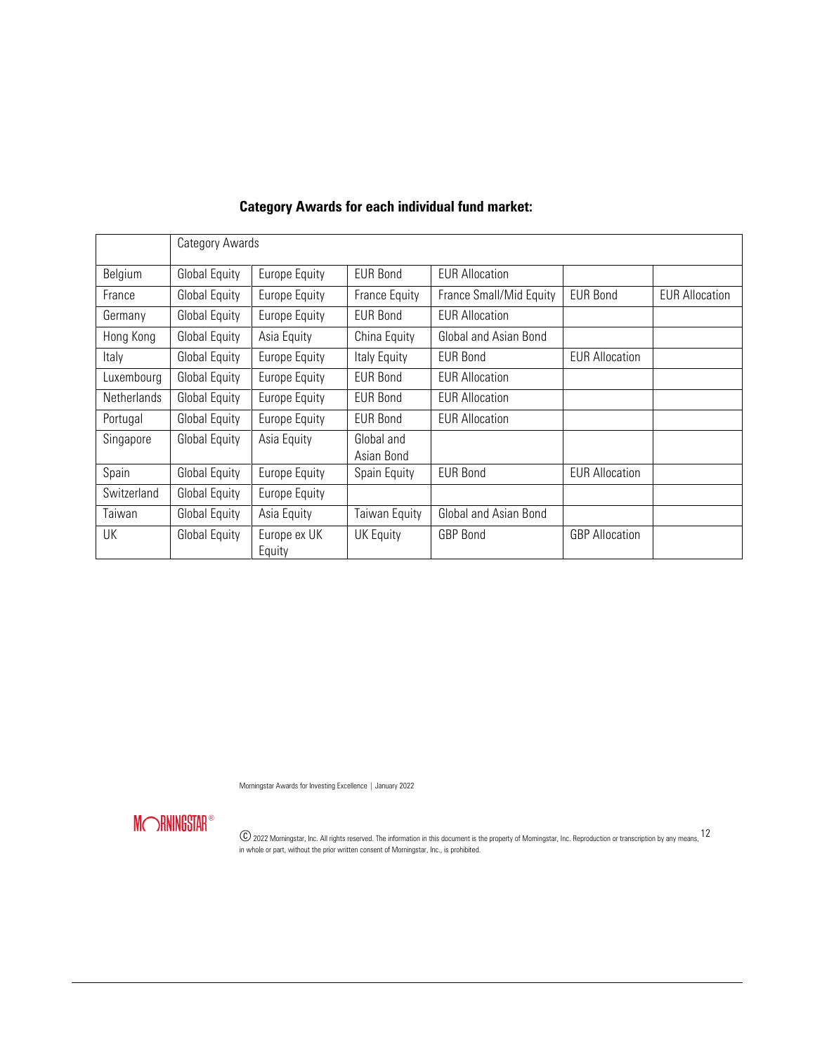**Category Awards for each individual fund market:**

| | Category Awards | | | | | |
|---|---|---|---|---|---|---|
| Belgium | Global Equity | Europe Equity | EUR Bond | EUR Allocation | | |
| France | Global Equity | Europe Equity | France Equity | France Small/Mid Equity | EUR Bond | EUR Allocation |
| Germany | Global Equity | Europe Equity | EUR Bond | EUR Allocation | | |
| Hong Kong | Global Equity | Asia Equity | China Equity | Global and Asian Bond | | |
| Italy | Global Equity | Europe Equity | Italy Equity | EUR Bond | EUR Allocation | |
| Luxembourg | Global Equity | Europe Equity | EUR Bond | EUR Allocation | | |
| Netherlands | Global Equity | Europe Equity | EUR Bond | EUR Allocation | | |
| Portugal | Global Equity | Europe Equity | EUR Bond | EUR Allocation | | |
| Singapore | Global Equity | Asia Equity | Global and Asian Bond | | | |
| Spain | Global Equity | Europe Equity | Spain Equity | EUR Bond | EUR Allocation | |
| Switzerland | Global Equity | Europe Equity | | | | |
| Taiwan | Global Equity | Asia Equity | Taiwan Equity | Global and Asian Bond | | |
| UK | Global Equity | Europe ex UK Equity | UK Equity | GBP Bond | GBP Allocation | |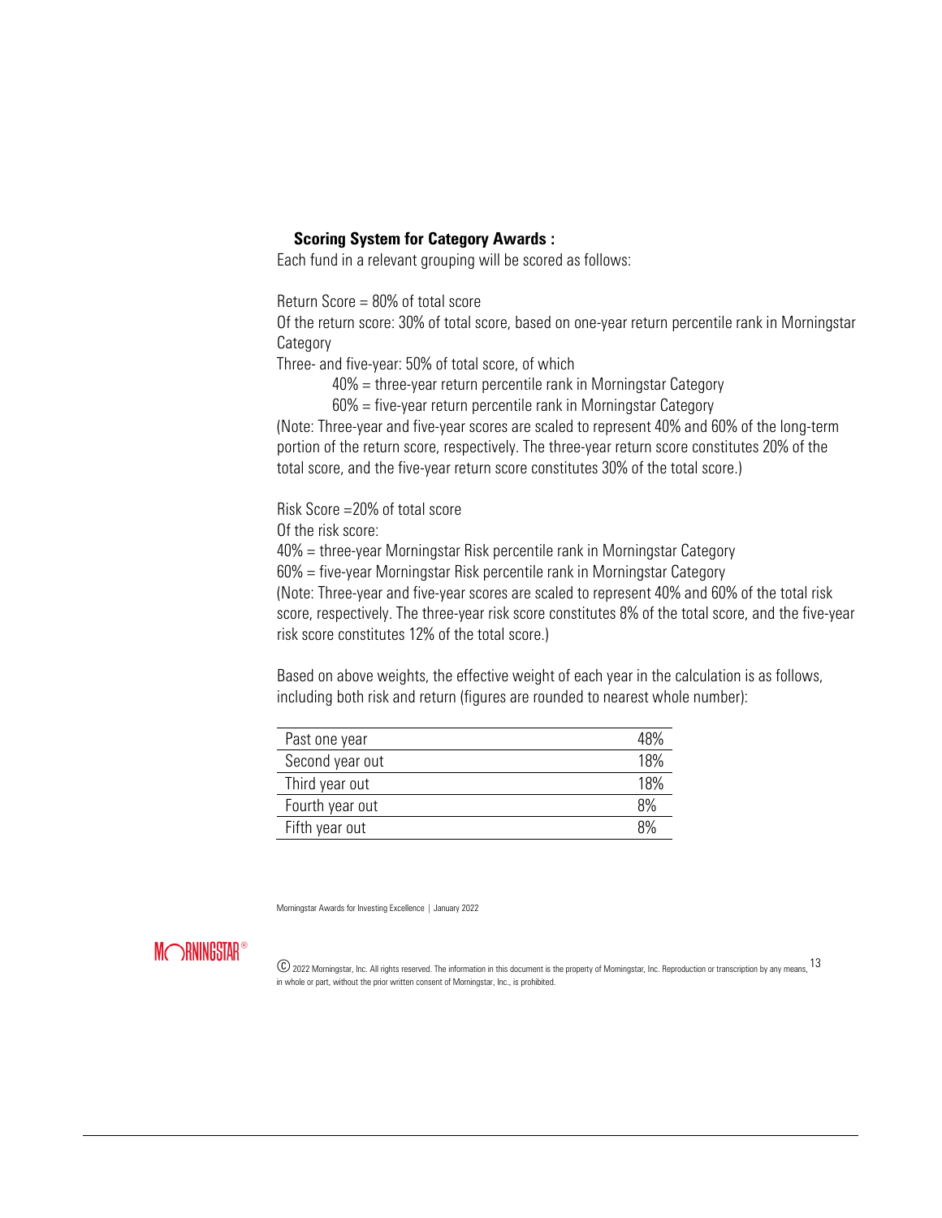**Scoring System for Category Awards :**

Each fund in a relevant grouping will be scored as follows:

Return Score = 80% of total score

Of the return score: 30% of total score, based on one-year return percentile rank in Morningstar Category

Three- and five-year: 50% of total score, of which

40% = three-year return percentile rank in Morningstar Category

60% = five-year return percentile rank in Morningstar Category

(Note: Three-year and five-year scores are scaled to represent 40% and 60% of the long-term portion of the return score, respectively. The three-year return score constitutes 20% of the total score, and the five-year return score constitutes 30% of the total score.)

Risk Score =20% of total score

Of the risk score:

40% = three-year Morningstar Risk percentile rank in Morningstar Category

60% = five-year Morningstar Risk percentile rank in Morningstar Category

(Note: Three-year and five-year scores are scaled to represent 40% and 60% of the total risk score, respectively. The three-year risk score constitutes 8% of the total score, and the five-year risk score constitutes 12% of the total score.)

Based on above weights, the effective weight of each year in the calculation is as follows, including both risk and return (figures are rounded to nearest whole number):

| | |
|---|---|
| Past one year | 48% |
| Second year out | 18% |
| Third year out | 18% |
| Fourth year out | 8% |
| Fifth year out | 8% |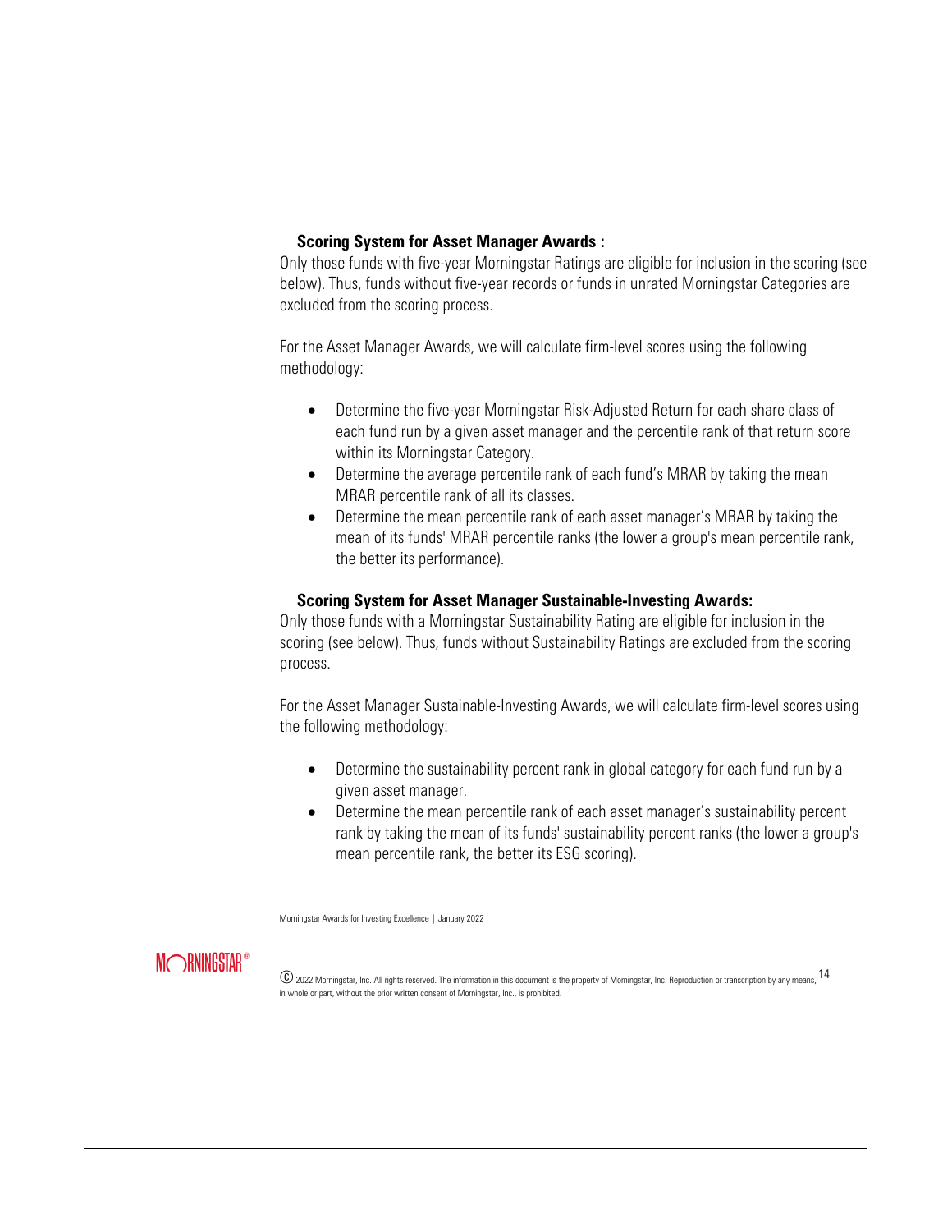**Scoring System for Asset Manager Awards :**

Only those funds with five-year Morningstar Ratings are eligible for inclusion in the scoring (see below). Thus, funds without five-year records or funds in unrated Morningstar Categories are excluded from the scoring process.

For the Asset Manager Awards, we will calculate firm-level scores using the following methodology:

- Determine the five-year Morningstar Risk-Adjusted Return for each share class of each fund run by a given asset manager and the percentile rank of that return score within its Morningstar Category.
- Determine the average percentile rank of each fund's MRAR by taking the mean MRAR percentile rank of all its classes.
- Determine the mean percentile rank of each asset manager's MRAR by taking the mean of its funds' MRAR percentile ranks (the lower a group's mean percentile rank, the better its performance).

**Scoring System for Asset Manager Sustainable-Investing Awards:**

Only those funds with a Morningstar Sustainability Rating are eligible for inclusion in the scoring (see below). Thus, funds without Sustainability Ratings are excluded from the scoring process.

For the Asset Manager Sustainable-Investing Awards, we will calculate firm-level scores using the following methodology:

- Determine the sustainability percent rank in global category for each fund run by a given asset manager.
- Determine the mean percentile rank of each asset manager's sustainability percent rank by taking the mean of its funds' sustainability percent ranks (the lower a group's mean percentile rank, the better its ESG scoring).